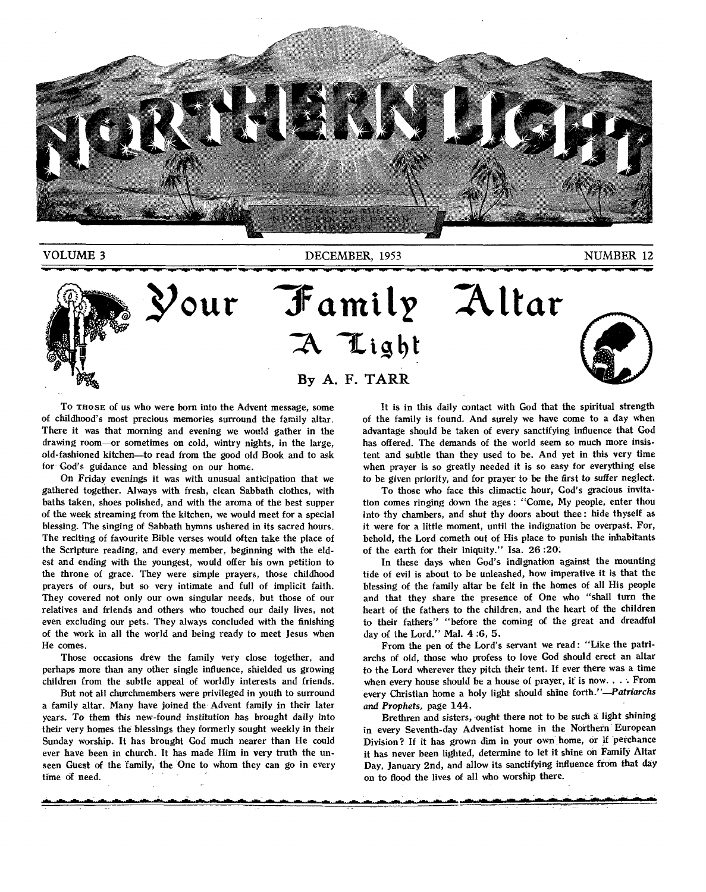# NORTHERN LIGHT

ORGAN OF THE NORTHERN EUROPEAN DIVISION

VOLUME 3 — DECEMBER, 1953 — NUMBER 12

## Your Family Altar A Light

### By A. F. TARR

To THOSE of us who were born into the Advent message, some of childhood's most precious memories surround the family altar. There it was that morning and evening we would gather in the drawing room—or sometimes on cold, wintry nights, in the large, old-fashioned kitchen—to read from the good old Book and to ask for God's guidance and blessing on our home.

On Friday evenings it was with unusual anticipation that we gathered together. Always with fresh, clean Sabbath clothes, with baths taken, shoes polished, and with the aroma of the best supper of the week streaming from the kitchen, we would meet for a special blessing. The singing of Sabbath hymns ushered in its sacred hours. The reciting of favourite Bible verses would often take the place of the Scripture reading, and every member, beginning with the eldest and ending with the youngest, would offer his own petition to the throne of grace. They were simple prayers, those childhood prayers of ours, but so very intimate and full of implicit faith. They covered not only our own singular needs, but those of our relatives and friends and others who touched our daily lives, not even excluding our pets. They always concluded with the finishing of the work in all the world and being ready to meet Jesus when He comes.

Those occasions drew the family very close together, and perhaps more than any other single influence, shielded us growing children from the subtle appeal of worldly interests and friends.

But not all churchmembers were privileged in youth to surround a family altar. Many have joined the Advent family in their later years. To them this new-found institution has brought daily into their very homes the blessings they formerly sought weekly in their Sunday worship. It has brought God much nearer than He could ever have been in church. It has made Him in very truth the unseen Guest of the family, the One to whom they can go in every time of need.

It is in this daily contact with God that the spiritual strength of the family is found. And surely we have come to a day when advantage should be taken of every sanctifying influence that God has offered. The demands of the world seem so much more insistent and subtle than they used to be. And yet in this very time when prayer is so greatly needed it is so easy for everything else to be given priority, and for prayer to be the first to suffer neglect.

To those who face this climactic hour, God's gracious invitation comes ringing down the ages: "Come, My people, enter thou into thy chambers, and shut thy doors about thee: hide thyself as it were for a little moment, until the indignation be overpast. For, behold, the Lord cometh out of His place to punish the inhabitants of the earth for their iniquity." Isa. 26:20.

In these days when God's indignation against the mounting tide of evil is about to be unleashed, how imperative it is that the blessing of the family altar be felt in the homes of all His people and that they share the presence of One who "shall turn the heart of the fathers to the children, and the heart of the children to their fathers" "before the coming of the great and dreadful day of the Lord." Mal. 4:6, 5.

From the pen of the Lord's servant we read: "Like the patriarchs of old, those who profess to love God should erect an altar to the Lord wherever they pitch their tent. If ever there was a time when every house should be a house of prayer, it is now. . . . From every Christian home a holy light should shine forth."—*Patriarchs and Prophets*, page 144.

Brethren and sisters, ought there not to be such a light shining in every Seventh-day Adventist home in the Northern European Division? If it has grown dim in your own home, or if perchance it has never been lighted, determine to let it shine on Family Altar Day, January 2nd, and allow its sanctifying influence from that day on to flood the lives of all who worship there.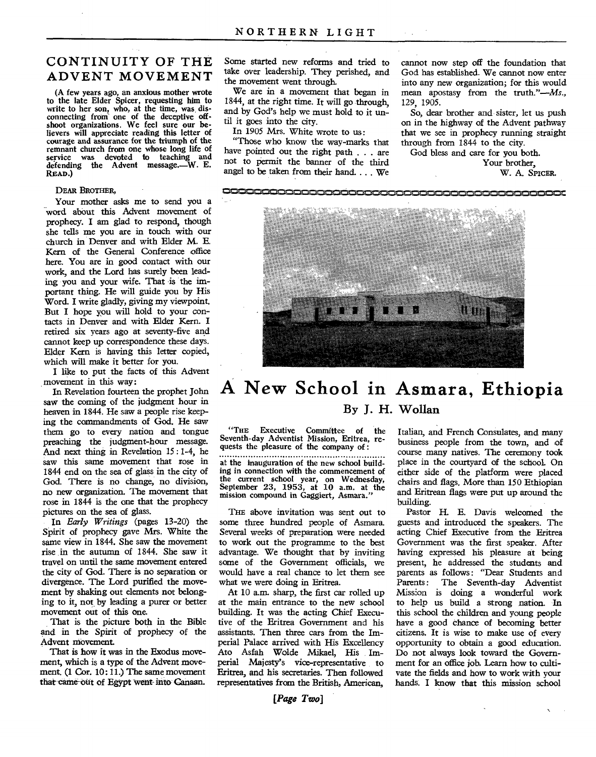## CONTINUITY OF THE ADVENT MOVEMENT

(A few years ago, an anxious mother wrote to the late Elder Spicer, requesting him to write to her son, who, at the time, was disconnecting from one of the deceptive offshoot organizations. We feel sure our believers will appreciate reading this letter of courage and assurance for the triumph of the remnant church from one whose long life of service was devoted to teaching and defending the Advent message.—W. E. READ.)

DEAR BROTHER,

Your mother asks me to send you a word about this Advent movement of prophecy. I am glad to respond, though she tells me you are in touch with our church in Denver and with Elder M. E. Kern of the General Conference office here. You are in good contact with our work, and the Lord has surely been leading you and your wife. That is the important thing. He will guide you by His Word. I write gladly, giving my viewpoint. But I hope you will hold to your contacts in Denver and with Elder Kern. I retired six years ago at seventy-five and cannot keep up correspondence these days. Elder Kern is having this letter copied, which will make it better for you.

I like to put the facts of this Advent movement in this way:

In Revelation fourteen the prophet John saw the coming of the judgment hour in heaven in 1844. He saw a people rise keeping the commandments of God. He saw them go to every nation and tongue preaching the judgment-hour message. And next thing in Revelation 15:1-4, he saw this same movement that rose in 1844 end on the sea of glass in the city of God. There is no change, no division, no new organization. The movement that rose in 1844 is the one that the prophecy pictures on the sea of glass.

In *Early Writings* (pages 13-20) the Spirit of prophecy gave Mrs. White the same view in 1844. She saw the movement rise in the autumn of 1844. She saw it travel on until the same movement entered the city of God. There is no separation or divergence. The Lord purified the movement by shaking out elements not belonging to it, not by leading a purer or better movement out of this one.

That is the picture both in the Bible and in the Spirit of prophecy of the Advent movement.

That is how it was in the Exodus movement, which is a type of the Advent movement. (1 Cor. 10:11.) The same movement that came out of Egypt went into Canaan. Some started new reforms and tried to take over leadership. They perished, and the movement went through.

We are in a movement that began in 1844, at the right time. It will go through, and by God's help we must hold to it until it goes into the city.

In 1905 Mrs. White wrote to us:

"Those who know the way-marks that have pointed out the right path . . . are not to permit the banner of the third angel to be taken from their hand. . . . We cannot now step off the foundation that God has established. We cannot now enter into any new organization; for this would mean apostasy from the truth."—*Ms.*, 129, 1905.

So, dear brother and sister, let us push on in the highway of the Advent pathway that we see in prophecy running straight through from 1844 to the city.

God bless and care for you both.

Your brother,

W. A. SPICER.

---

# A New School in Asmara, Ethiopia

### By J. H. Wollan

"THE Executive Committee of the Seventh-day Adventist Mission, Eritrea, requests the pleasure of the company of:

..............................................................

at the inauguration of the new school building in connection with the commencement of the current school year, on Wednesday, September 23, 1953, at 10 a.m. at the mission compound in Gaggiert, Asmara."

THE above invitation was sent out to some three hundred people of Asmara. Several weeks of preparation were needed to work out the programme to the best advantage. We thought that by inviting some of the Government officials, we would have a real chance to let them see what we were doing in Eritrea.

At 10 a.m. sharp, the first car rolled up at the main entrance to the new school building. It was the acting Chief Executive of the Eritrea Government and his assistants. Then three cars from the Imperial Palace arrived with His Excellency Ato Asfah Wolde Mikael, His Imperial Majesty's vice-representative to Eritrea, and his secretaries. Then followed representatives from the British, American, Italian, and French Consulates, and many business people from the town, and of course many natives. The ceremony took place in the courtyard of the school. On either side of the platform were placed chairs and flags. More than 150 Ethiopian and Eritrean flags were put up around the building.

Pastor H. E. Davis welcomed the guests and introduced the speakers. The acting Chief Executive from the Eritrea Government was the first speaker. After having expressed his pleasure at being present, he addressed the students and parents as follows: "Dear Students and Parents: The Seventh-day Adventist Mission is doing a wonderful work to help us build a strong nation. In this school the children and young people have a good chance of becoming better citizens. It is wise to make use of every opportunity to obtain a good education. Do not always look toward the Government for an office job. Learn how to cultivate the fields and how to work with your hands. I know that this mission school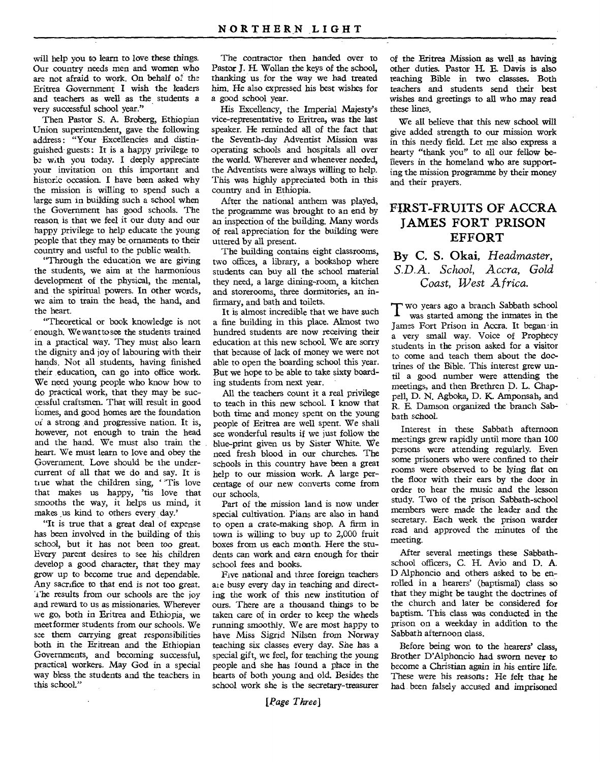will help you to learn to love these things. Our country needs men and women who are not afraid to work. On behalf of the Eritrea Government I wish the leaders and teachers as well as the students a very successful school year."

Then Pastor S. A. Broberg, Ethiopian Union superintendent, gave the following address: "Your Excellencies and distinguished guests: It is a happy privilege to be with you today. I deeply appreciate your invitation on this important and historic occasion. I have been asked why the mission is willing to spend such a large sum in building such a school when the Government has good schools. The reason is that we feel it our duty and our happy privilege to help educate the young people that they may be ornaments to their country and useful to the public wealth.

"Through the education we are giving the students, we aim at the harmonious development of the physical, the mental, and the spiritual powers. In other words, we aim to train the head, the hand, and the heart.

"Theoretical or book knowledge is not enough. We want to see the students trained in a practical way. They must also learn the dignity and joy of labouring with their hands. Not all students, having finished their education, can go into office work. We need young people who know how to do practical work, that they may be successful craftsmen. That will result in good homes, and good homes are the foundation of a strong and progressive nation. It is, however, not enough to train the head and the hand. We must also train the heart. We must learn to love and obey the Government. Love should be the undercurrent of all that we do and say. It is true what the children sing, ''Tis love that makes us happy, 'tis love that smooths the way, it helps us mind, it makes us kind to others every day.'

"It is true that a great deal of expense has been involved in the building of this school, but it has not been too great. Every parent desires to see his children develop a good character, that they may grow up to become true and dependable. Any sacrifice to that end is not too great. The results from our schools are the joy and reward to us as missionaries. Wherever we go, both in Eritrea and Ethiopia, we meet former students from our schools. We see them carrying great responsibilities both in the Eritrean and the Ethiopian Governments, and becoming successful, practical workers. May God in a special way bless the students and the teachers in this school."

The contractor then handed over to Pastor J. H. Wollan the keys of the school, thanking us for the way we had treated him. He also expressed his best wishes for a good school year.

His Excellency, the Imperial Majesty's vice-representative to Eritrea, was the last speaker. He reminded all of the fact that the Seventh-day Adventist Mission was operating schools and hospitals all over the world. Wherever and whenever needed, the Adventists were always willing to help. This was highly appreciated both in this country and in Ethiopia.

After the national anthem was played, the programme was brought to an end by an inspection of the building. Many words of real appreciation for the building were uttered by all present.

The building contains eight classrooms, two offices, a library, a bookshop where students can buy all the school material they need, a large dining-room, a kitchen and storerooms, three dormitories, an infirmary, and bath and toilets.

It is almost incredible that we have such a fine building in this place. Almost two hundred students are now receiving their education at this new school. We are sorry that because of lack of money we were not able to open the boarding school this year. But we hope to be able to take sixty boarding students from next year.

All the teachers count it a real privilege to teach in this new school. I know that both time and money spent on the young people of Eritrea are well spent. We shall see wonderful results if we just follow the blue-print given us by Sister White. We need fresh blood in our churches. The schools in this country have been a great help to our mission work. A large percentage of our new converts come from our schools.

Part of the mission land is now under special cultivation. Plans are also in hand to open a crate-making shop. A firm in town is willing to buy up to 2,000 fruit boxes from us each month. Here the students can work and earn enough for their school fees and books.

Five national and three foreign teachers are busy every day in teaching and directing the work of this new institution of ours. There are a thousand things to be taken care of in order to keep the wheels running smoothly. We are most happy to have Miss Sigrid Nilsen from Norway teaching six classes every day. She has a special gift, we feel, for teaching the young people and she has found a place in the hearts of both young and old. Besides the school work she is the secretary-treasurer of the Eritrea Mission as well as having other duties. Pastor H. E. Davis is also teaching Bible in two classses. Both teachers and students send their best wishes and greetings to all who may read these lines.

We all believe that this new school will give added strength to our mission work in this needy field. Let me also express a hearty "thank you" to all our fellow believers in the homeland who are supporting the mission programme by their money and their prayers.

## FIRST-FRUITS OF ACCRA JAMES FORT PRISON EFFORT

### By C. S. Okai, *Headmaster, S.D.A. School, Accra, Gold Coast, West Africa.*

Two years ago a branch Sabbath school was started among the inmates in the James Fort Prison in Accra. It began in a very small way. Voice of Prophecy students in the prison asked for a visitor to come and teach them about the doctrines of the Bible. This interest grew until a good number were attending the meetings, and then Brethren D. L. Chappell, D. N. Agboka, D. K. Amponsah, and R. E. Damson organized the branch Sabbath school.

Interest in these Sabbath afternoon meetings grew rapidly until more than 100 persons were attending regularly. Even some prisoners who were confined to their rooms were observed to be lying flat on the floor with their ears by the door in order to hear the music and the lesson study. Two of the prison Sabbath-school members were made the leader and the secretary. Each week the prison warder read and approved the minutes of the meeting.

After several meetings these Sabbath-school officers, C. H. Avio and D. A. D Alphoncio and others asked to be enrolled in a hearers' (baptismal) class so that they might be taught the doctrines of the church and later be considered for baptism. This class was conducted in the prison on a weekday in addition to the Sabbath afternoon class.

Before being won to the hearers' class, Brother D'Alphoncio had sworn never to become a Christian again in his entire life. These were his reasons: He felt that he had been falsely accused and imprisoned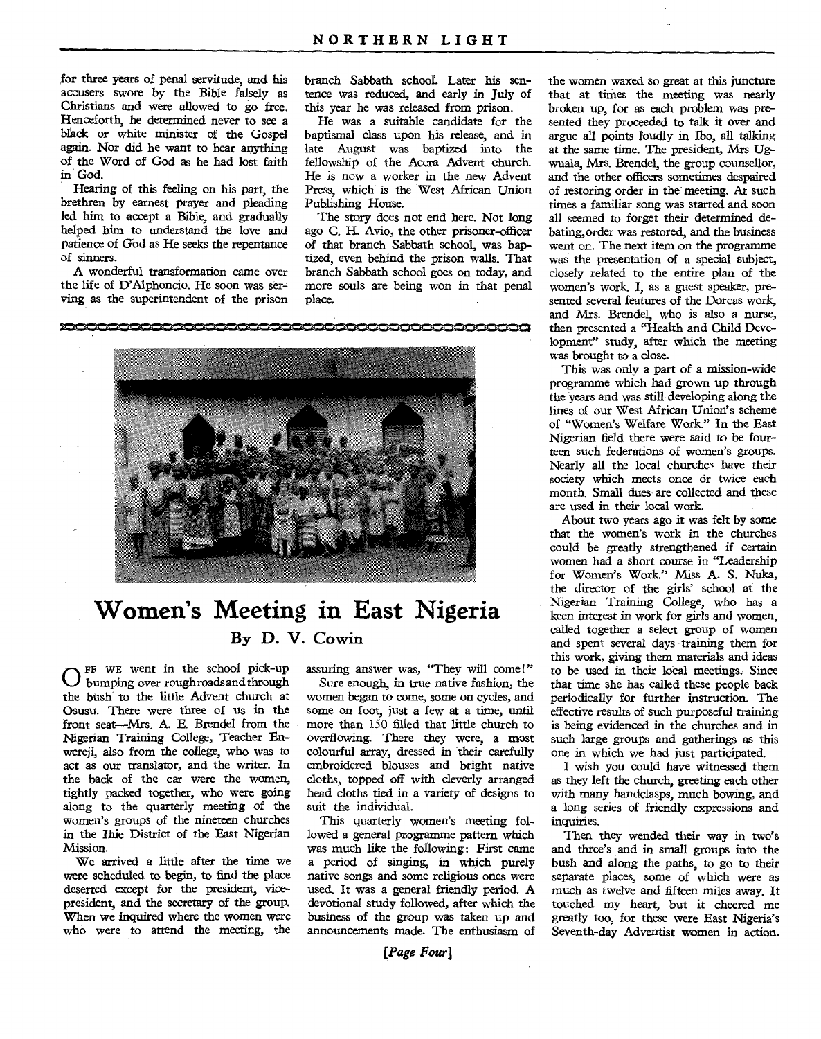for three years of penal servitude, and his accusers swore by the Bible falsely as Christians and were allowed to go free. Henceforth, he determined never to see a black or white minister of the Gospel again. Nor did he want to hear anything of the Word of God as he had lost faith in God.

Hearing of this feeling on his part, the brethren by earnest prayer and pleading led him to accept a Bible, and gradually helped him to understand the love and patience of God as He seeks the repentance of sinners.

A wonderful transformation came over the life of D'Alphoncio. He soon was serving as the superintendent of the prison branch Sabbath school. Later his sentence was reduced, and early in July of this year he was released from prison.

He was a suitable candidate for the baptismal class upon his release, and in late August was baptized into the fellowship of the Accra Advent church. He is now a worker in the new Advent Press, which is the West African Union Publishing House.

The story does not end here. Not long ago C. H. Avio, the other prisoner-officer of that branch Sabbath school, was baptized, even behind the prison walls. That branch Sabbath school goes on today, and more souls are being won in that penal place.

# Women's Meeting in East Nigeria

## By D. V. Cowin

Off we went in the school pick-up bumping over rough roads and through the bush to the little Advent church at Osusu. There were three of us in the front seat—Mrs. A. E. Brendel from the Nigerian Training College, Teacher Enwereji, also from the college, who was to act as our translator, and the writer. In the back of the car were the women, tightly packed together, who were going along to the quarterly meeting of the women's groups of the nineteen churches in the Ihie District of the East Nigerian Mission.

We arrived a little after the time we were scheduled to begin, to find the place deserted except for the president, vice-president, and the secretary of the group. When we inquired where the women were who were to attend the meeting, the assuring answer was, "They will come!"

Sure enough, in true native fashion, the women began to come, some on cycles, and some on foot, just a few at a time, until more than 150 filled that little church to overflowing. There they were, a most colourful array, dressed in their carefully embroidered blouses and bright native cloths, topped off with cleverly arranged head cloths tied in a variety of designs to suit the individual.

This quarterly women's meeting followed a general programme pattern which was much like the following: First came a period of singing, in which purely native songs and some religious ones were used. It was a general friendly period. A devotional study followed, after which the business of the group was taken up and announcements made. The enthusiasm of the women waxed so great at this juncture that at times the meeting was nearly broken up, for as each problem was presented they proceeded to talk it over and argue all points loudly in Ibo, all talking at the same time. The president, Mrs Ugwuala, Mrs. Brendel, the group counsellor, and the other officers sometimes despaired of restoring order in the meeting. At such times a familiar song was started and soon all seemed to forget their determined debating, order was restored, and the business went on. The next item on the programme was the presentation of a special subject, closely related to the entire plan of the women's work. I, as a guest speaker, presented several features of the Dorcas work, and Mrs. Brendel, who is also a nurse, then presented a "Health and Child Development" study, after which the meeting was brought to a close.

This was only a part of a mission-wide programme which had grown up through the years and was still developing along the lines of our West African Union's scheme of "Women's Welfare Work." In the East Nigerian field there were said to be fourteen such federations of women's groups. Nearly all the local churches have their society which meets once or twice each month. Small dues are collected and these are used in their local work.

About two years ago it was felt by some that the women's work in the churches could be greatly strengthened if certain women had a short course in "Leadership for Women's Work." Miss A. S. Nuka, the director of the girls' school at the Nigerian Training College, who has a keen interest in work for girls and women, called together a select group of women and spent several days training them for this work, giving them materials and ideas to be used in their local meetings. Since that time she has called these people back periodically for further instruction. The effective results of such purposeful training is being evidenced in the churches and in such large groups and gatherings as this one in which we had just participated.

I wish you could have witnessed them as they left the church, greeting each other with many handclasps, much bowing, and a long series of friendly expressions and inquiries.

Then they wended their way in two's and three's and in small groups into the bush and along the paths, to go to their separate places, some of which were as much as twelve and fifteen miles away. It touched my heart, but it cheered me greatly too, for these were East Nigeria's Seventh-day Adventist women in action.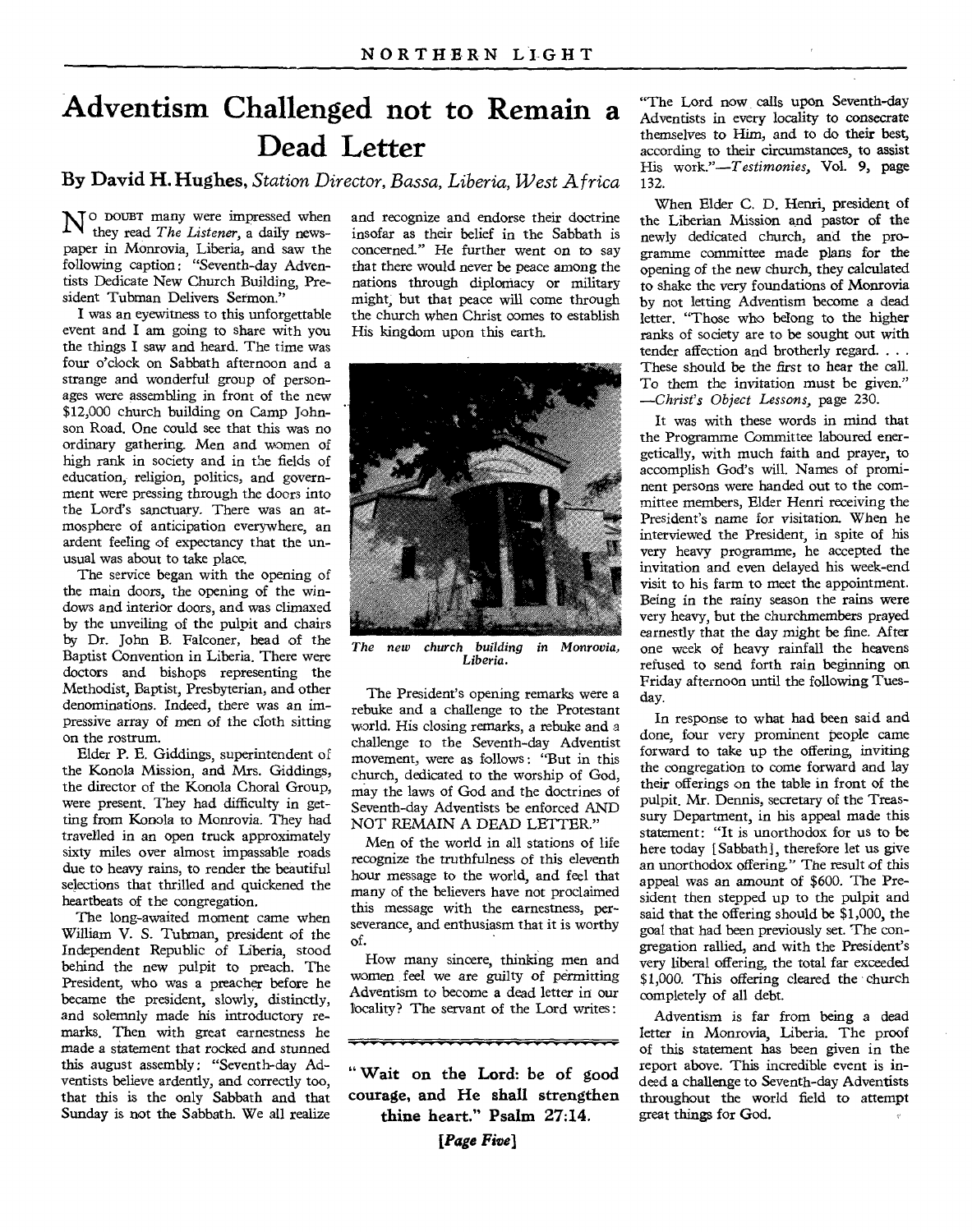# Adventism Challenged not to Remain a Dead Letter

## By David H. Hughes, *Station Director, Bassa, Liberia, West Africa*

NO DOUBT many were impressed when they read *The Listener*, a daily newspaper in Monrovia, Liberia, and saw the following caption: "Seventh-day Adventists Dedicate New Church Building, President Tubman Delivers Sermon."

I was an eyewitness to this unforgettable event and I am going to share with you the things I saw and heard. The time was four o'clock on Sabbath afternoon and a strange and wonderful group of personages were assembling in front of the new $12,000 church building on Camp Johnson Road. One could see that this was no ordinary gathering. Men and women of high rank in society and in the fields of education, religion, politics, and government were pressing through the doors into the Lord's sanctuary. There was an atmosphere of anticipation everywhere, an ardent feeling of expectancy that the unusual was about to take place.

The service began with the opening of the main doors, the opening of the windows and interior doors, and was climaxed by the unveiling of the pulpit and chairs by Dr. John B. Falconer, head of the Baptist Convention in Liberia. There were doctors and bishops representing the Methodist, Baptist, Presbyterian, and other denominations. Indeed, there was an impressive array of men of the cloth sitting on the rostrum.

Elder P. E. Giddings, superintendent of the Konola Mission, and Mrs. Giddings, the director of the Konola Choral Group, were present. They had difficulty in getting from Konola to Monrovia. They had travelled in an open truck approximately sixty miles over almost impassable roads due to heavy rains, to render the beautiful selections that thrilled and quickened the heartbeats of the congregation.

The long-awaited moment came when William V. S. Tubman, president of the Independent Republic of Liberia, stood behind the new pulpit to preach. The President, who was a preacher before he became the president, slowly, distinctly, and solemnly made his introductory remarks. Then with great earnestness he made a statement that rocked and stunned this august assembly: "Seventh-day Adventists believe ardently, and correctly too, that this is the only Sabbath and that Sunday is not the Sabbath. We all realize and recognize and endorse their doctrine insofar as their belief in the Sabbath is concerned." He further went on to say that there would never be peace among the nations through diplomacy or military might, but that peace will come through the church when Christ comes to establish His kingdom upon this earth.

*The new church building in Monrovia, Liberia.*

The President's opening remarks were a rebuke and a challenge to the Protestant world. His closing remarks, a rebuke and a challenge to the Seventh-day Adventist movement, were as follows: "But in this church, dedicated to the worship of God, may the laws of God and the doctrines of Seventh-day Adventists be enforced AND NOT REMAIN A DEAD LETTER."

Men of the world in all stations of life recognize the truthfulness of this eleventh hour message to the world, and feel that many of the believers have not proclaimed this message with the earnestness, perseverance, and enthusiasm that it is worthy of.

How many sincere, thinking men and women feel we are guilty of permitting Adventism to become a dead letter in our locality? The servant of the Lord writes:

"The Lord now calls upon Seventh-day Adventists in every locality to consecrate themselves to Him, and to do their best, according to their circumstances, to assist His work."—*Testimonies*, Vol. 9, page 132.

When Elder C. D. Henri, president of the Liberian Mission and pastor of the newly dedicated church, and the programme committee made plans for the opening of the new church, they calculated to shake the very foundations of Monrovia by not letting Adventism become a dead letter. "Those who belong to the higher ranks of society are to be sought out with tender affection and brotherly regard. . . . These should be the first to hear the call. To them the invitation must be given." —*Christ's Object Lessons*, page 230.

It was with these words in mind that the Programme Committee laboured energetically, with much faith and prayer, to accomplish God's will. Names of prominent persons were handed out to the committee members, Elder Henri receiving the President's name for visitation. When he interviewed the President, in spite of his very heavy programme, he accepted the invitation and even delayed his week-end visit to his farm to meet the appointment. Being in the rainy season the rains were very heavy, but the churchmembers prayed earnestly that the day might be fine. After one week of heavy rainfall the heavens refused to send forth rain beginning on Friday afternoon until the following Tuesday.

In response to what had been said and done, four very prominent people came forward to take up the offering, inviting the congregation to come forward and lay their offerings on the table in front of the pulpit. Mr. Dennis, secretary of the Treasury Department, in his appeal made this statement: "It is unorthodox for us to be here today [Sabbath], therefore let us give an unorthodox offering." The result of this appeal was an amount of $600. The President then stepped up to the pulpit and said that the offering should be $1,000, the goal that had been previously set. The congregation rallied, and with the President's very liberal offering, the total far exceeded $1,000. This offering cleared the church completely of all debt.

Adventism is far from being a dead letter in Monrovia, Liberia. The proof of this statement has been given in the report above. This incredible event is indeed a challenge to Seventh-day Adventists throughout the world field to attempt great things for God.

---

**"Wait on the Lord: be of good courage, and He shall strengthen thine heart." Psalm 27:14.**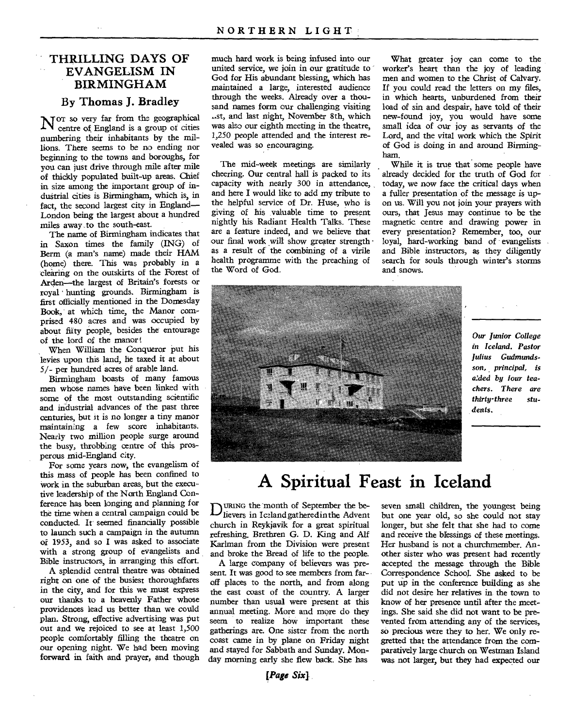## THRILLING DAYS OF EVANGELISM IN BIRMINGHAM

### By Thomas J. Bradley

NOT so very far from the geographical centre of England is a group of cities numbering their inhabitants by the millions. There seems to be no ending nor beginning to the towns and boroughs, for you can just drive through mile after mile of thickly populated built-up areas. Chief in size among the important group of industrial cities is Birmingham, which is, in fact, the second largest city in England—London being the largest about a hundred miles away to the south-east.

The name of Birmingham indicates that in Saxon times the family (ING) of Berm (a man's name) made their HAM (home) there. This was probably in a clearing on the outskirts of the Forest of Arden—the largest of Britain's forests or royal hunting grounds. Birmingham is first officially mentioned in the Domesday Book, at which time, the Manor comprised 480 acres and was occupied by about fifty people, besides the entourage of the lord of the manor!

When William the Conqueror put his levies upon this land, he taxed it at about 5/- per hundred acres of arable land.

Birmingham boasts of many famous men whose names have been linked with some of the most outstanding scientific and industrial advances of the past three centuries, but it is no longer a tiny manor maintaining a few score inhabitants. Nearly two million people surge around the busy, throbbing centre of this prosperous mid-England city.

For some years now, the evangelism of this mass of people has been confined to work in the suburban areas, but the executive leadership of the North England Conference has been longing and planning for the time when a central campaign could be conducted. It seemed financially possible to launch such a campaign in the autumn of 1953, and so I was asked to associate with a strong group of evangelists and Bible instructors, in arranging this effort.

A splendid central theatre was obtained right on one of the busiest thoroughfares in the city, and for this we must express our thanks to a heavenly Father whose providences lead us better than we could plan. Strong, effective advertising was put out and we rejoiced to see at least 1,500 people comfortably filling the theatre on our opening night. We had been moving forward in faith and prayer, and though much hard work is being infused into our united service, we join in our gratitude to God for His abundant blessing, which has maintained a large, interested audience through the weeks. Already over a thousand names form our challenging visiting list, and last night, November 8th, which was also our eighth meeting in the theatre, 1,250 people attended and the interest revealed was so encouraging.

The mid-week meetings are similarly cheering. Our central hall is packed to its capacity with nearly 300 in attendance, and here I would like to add my tribute to the helpful service of Dr. Huse, who is giving of his valuable time to present nightly his Radiant Health Talks. These are a feature indeed, and we believe that our final work will show greater strength as a result of the combining of a virile health programme with the preaching of the Word of God.

What greater joy can come to the worker's heart than the joy of leading men and women to the Christ of Calvary. If you could read the letters on my files, in which hearts, unburdened from their load of sin and despair, have told of their new-found joy, you would have some small idea of our joy as servants of the Lord, and the vital work which the Spirit of God is doing in and around Birmingham.

While it is true that some people have already decided for the truth of God for today, we now face the critical days when a fuller presentation of the message is upon us. Will you not join your prayers with ours, that Jesus may continue to be the magnetic centre and drawing power in every presentation? Remember, too, our loyal, hard-working band of evangelists and Bible instructors, as they diligently search for souls through winter's storms and snows.

*Our Junior College in Iceland. Pastor Julius Gudmundsson, principal, is aided by four teachers. There are thirty-three students.*

## A Spiritual Feast in Iceland

DURING the month of September the believers in Iceland gathered in the Advent church in Reykjavik for a great spiritual refreshing. Brethren G. D. King and Alf Karlman from the Division were present and broke the Bread of life to the people.

A large company of believers was present. It was good to see members from far-off places to the north, and from along the east coast of the country. A larger number than usual were present at this annual meeting. More and more do they seem to realize how important these gatherings are. One sister from the north coast came in by plane on Friday night and stayed for Sabbath and Sunday. Monday morning early she flew back. She has seven small children, the youngest being but one year old, so she could not stay longer, but she felt that she had to come and receive the blessings of these meetings. Her husband is not a churchmember. Another sister who was present had recently accepted the message through the Bible Correspondence School. She asked to be put up in the conference building as she did not desire her relatives in the town to know of her presence until after the meetings. She said she did not want to be prevented from attending any of the services, so precious were they to her. We only regretted that the attendance from the comparatively large church on Westman Island was not larger, but they had expected our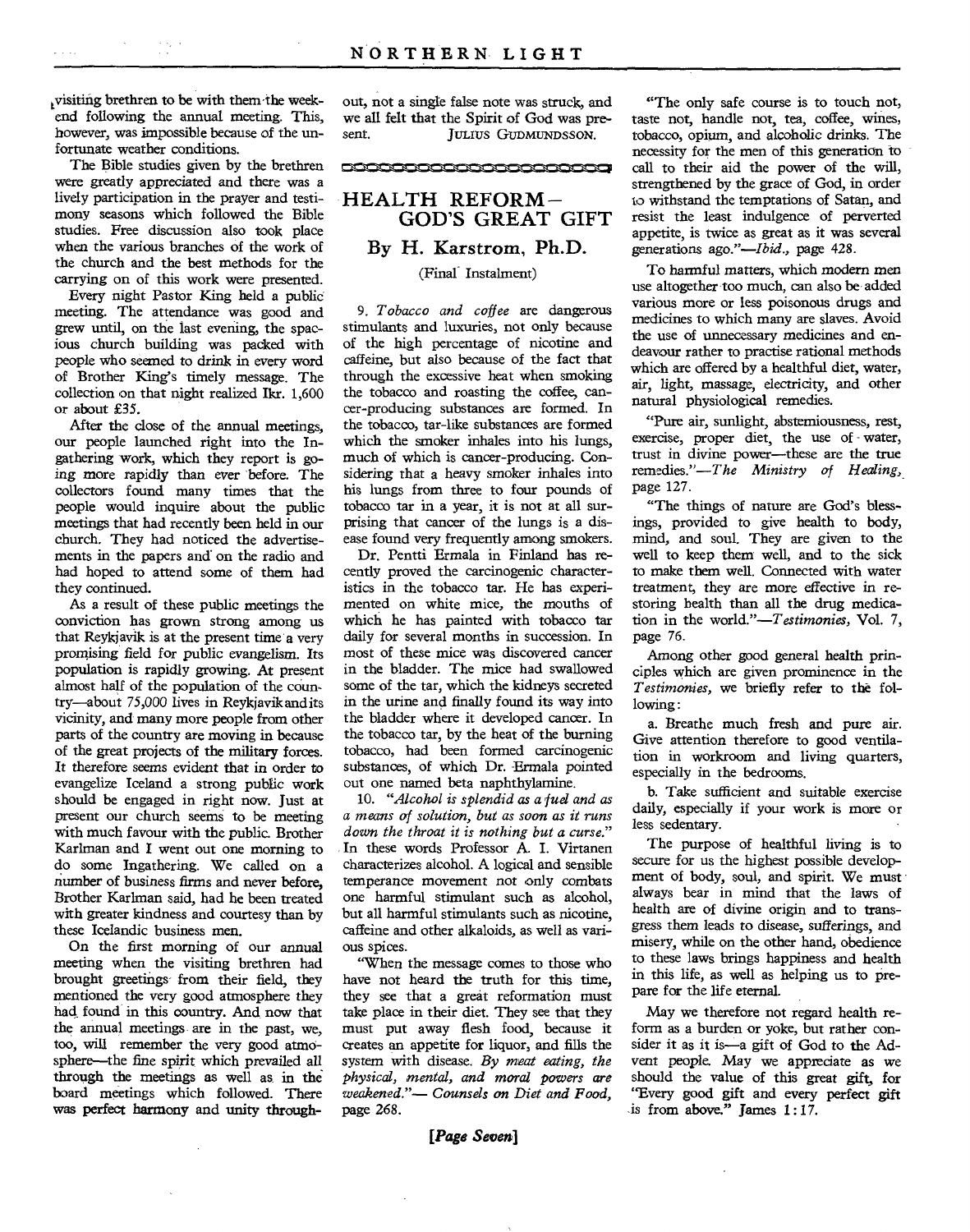visiting brethren to be with them the weekend following the annual meeting. This, however, was impossible because of the unfortunate weather conditions.

The Bible studies given by the brethren were greatly appreciated and there was a lively participation in the prayer and testimony seasons which followed the Bible studies. Free discussion also took place when the various branches of the work of the church and the best methods for the carrying on of this work were presented.

Every night Pastor King held a public meeting. The attendance was good and grew until, on the last evening, the spacious church building was packed with people who seemed to drink in every word of Brother King's timely message. The collection on that night realized Ikr. 1,600 or about £35.

After the close of the annual meetings, our people launched right into the Ingathering work, which they report is going more rapidly than ever before. The collectors found many times that the people would inquire about the public meetings that had recently been held in our church. They had noticed the advertisements in the papers and on the radio and had hoped to attend some of them had they continued.

As a result of these public meetings the conviction has grown strong among us that Reykjavik is at the present time a very promising field for public evangelism. Its population is rapidly growing. At present almost half of the population of the country—about 75,000 lives in Reykjavik and its vicinity, and many more people from other parts of the country are moving in because of the great projects of the military forces. It therefore seems evident that in order to evangelize Iceland a strong public work should be engaged in right now. Just at present our church seems to be meeting with much favour with the public. Brother Karlman and I went out one morning to do some Ingathering. We called on a number of business firms and never before, Brother Karlman said, had he been treated with greater kindness and courtesy than by these Icelandic business men.

On the first morning of our annual meeting when the visiting brethren had brought greetings from their field, they mentioned the very good atmosphere they had found in this country. And now that the annual meetings are in the past, we, too, will remember the very good atmosphere—the fine spirit which prevailed all through the meetings as well as in the board meetings which followed. There was perfect harmony and unity throughout, not a single false note was struck, and we all felt that the Spirit of God was present.

JULIUS GUDMUNDSSON.

## HEALTH REFORM—GOD'S GREAT GIFT

### By H. Karstrom, Ph.D.

(Final Instalment)

9. *Tobacco and coffee* are dangerous stimulants and luxuries, not only because of the high percentage of nicotine and caffeine, but also because of the fact that through the excessive heat when smoking the tobacco and roasting the coffee, cancer-producing substances are formed. In the tobacco, tar-like substances are formed which the smoker inhales into his lungs, much of which is cancer-producing. Considering that a heavy smoker inhales into his lungs from three to four pounds of tobacco tar in a year, it is not at all surprising that cancer of the lungs is a disease found very frequently among smokers.

Dr. Pentti Ermala in Finland has recently proved the carcinogenic characteristics in the tobacco tar. He has experimented on white mice, the mouths of which he has painted with tobacco tar daily for several months in succession. In most of these mice was discovered cancer in the bladder. The mice had swallowed some of the tar, which the kidneys secreted in the urine and finally found its way into the bladder where it developed cancer. In the tobacco tar, by the heat of the burning tobacco, had been formed carcinogenic substances, of which Dr. Ermala pointed out one named beta naphthylamine.

10. *"Alcohol is splendid as a fuel and as a means of solution, but as soon as it runs down the throat it is nothing but a curse."* In these words Professor A. I. Virtanen characterizes alcohol. A logical and sensible temperance movement not only combats one harmful stimulant such as alcohol, but all harmful stimulants such as nicotine, caffeine and other alkaloids, as well as various spices.

"When the message comes to those who have not heard the truth for this time, they see that a great reformation must take place in their diet. They see that they must put away flesh food, because it creates an appetite for liquor, and fills the system with disease. *By meat eating, the physical, mental, and moral powers are weakened."*—*Counsels on Diet and Food*, page 268.

"The only safe course is to touch not, taste not, handle not, tea, coffee, wines, tobacco, opium, and alcoholic drinks. The necessity for the men of this generation to call to their aid the power of the will, strengthened by the grace of God, in order to withstand the temptations of Satan, and resist the least indulgence of perverted appetite, is twice as great as it was several generations ago."—*Ibid.*, page 428.

To harmful matters, which modern men use altogether too much, can also be added various more or less poisonous drugs and medicines to which many are slaves. Avoid the use of unnecessary medicines and endeavour rather to practise rational methods which are offered by a healthful diet, water, air, light, massage, electricity, and other natural physiological remedies.

"Pure air, sunlight, abstemiousness, rest, exercise, proper diet, the use of water, trust in divine power—these are the true remedies."—*The Ministry of Healing*, page 127.

"The things of nature are God's blessings, provided to give health to body, mind, and soul. They are given to the well to keep them well, and to the sick to make them well. Connected with water treatment, they are more effective in restoring health than all the drug medication in the world."—*Testimonies*, Vol. 7, page 76.

Among other good general health principles which are given prominence in the *Testimonies*, we briefly refer to the following:

a. Breathe much fresh and pure air. Give attention therefore to good ventilation in workroom and living quarters, especially in the bedrooms.

b. Take sufficient and suitable exercise daily, especially if your work is more or less sedentary.

The purpose of healthful living is to secure for us the highest possible development of body, soul, and spirit. We must always bear in mind that the laws of health are of divine origin and to transgress them leads to disease, sufferings, and misery, while on the other hand, obedience to these laws brings happiness and health in this life, as well as helping us to prepare for the life eternal.

May we therefore not regard health reform as a burden or yoke, but rather consider it as it is—a gift of God to the Advent people. May we appreciate as we should the value of this great gift, for "Every good gift and every perfect gift is from above." James 1:17.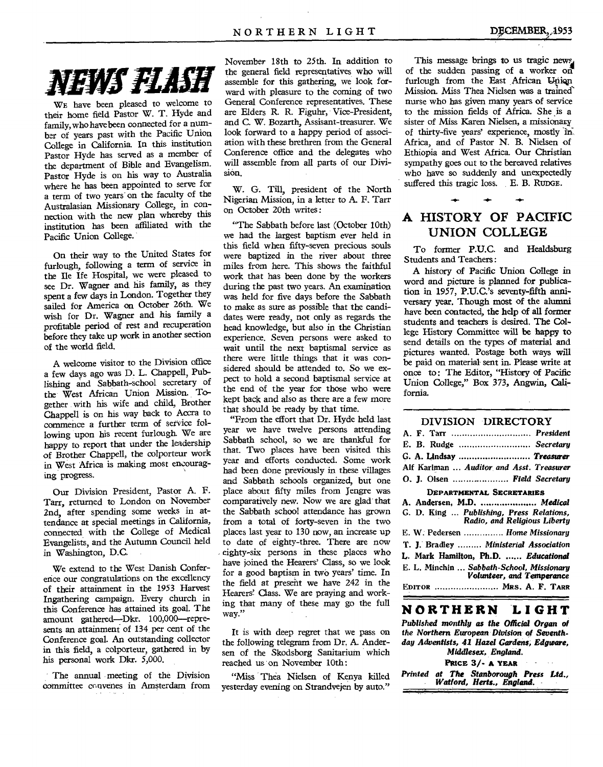# NEWS FLASH

We have been pleased to welcome to their home field Pastor W. T. Hyde and family, who have been connected for a number of years past with the Pacific Union College in California. In this institution Pastor Hyde has served as a member of the department of Bible and Evangelism. Pastor Hyde is on his way to Australia where he has been appointed to serve for a term of two years on the faculty of the Australasian Missionary College, in connection with the new plan whereby this institution has been affiliated with the Pacific Union College.

On their way to the United States for furlough, following a term of service in the Ile Ife Hospital, we were pleased to see Dr. Wagner and his family, as they spent a few days in London. Together they sailed for America on October 26th. We wish for Dr. Wagner and his family a profitable period of rest and recuperation before they take up work in another section of the world field.

A welcome visitor to the Division office a few days ago was D. L. Chappell, Publishing and Sabbath-school secretary of the West African Union Mission. Together with his wife and child, Brother Chappell is on his way back to Accra to commence a further term of service following upon his recent furlough. We are happy to report that under the leadership of Brother Chappell, the colporteur work in West Africa is making most encouraging progress.

Our Division President, Pastor A. F. Tarr, returned to London on November 2nd, after spending some weeks in attendance at special meetings in California, connected with the College of Medical Evangelists, and the Autumn Council held in Washington, D.C.

We extend to the West Danish Conference our congratulations on the excellency of their attainment in the 1953 Harvest Ingathering campaign. Every church in this Conference has attained its goal. The amount gathered—Dkr. 100,000—represents an attainment of 134 per cent of the Conference goal. An outstanding collector in this field, a colporteur, gathered in by his personal work Dkr. 5,000.

The annual meeting of the Division committee convenes in Amsterdam from November 18th to 25th. In addition to the general field representatives who will assemble for this gathering, we look forward with pleasure to the coming of two General Conference representatives. These are Elders R. R. Figuhr, Vice-President, and C. W. Bozarth, Assisant-treasurer. We look forward to a happy period of association with these brethren from the General Conference office and the delegates who will assemble from all parts of our Division.

W. G. Till, president of the North Nigerian Mission, in a letter to A. F. Tarr on October 20th writes:

"The Sabbath before last (October 10th) we had the largest baptism ever held in this field when fifty-seven precious souls were baptized in the river about three miles from here. This shows the faithful work that has been done by the workers during the past two years. An examination was held for five days before the Sabbath to make as sure as possible that the candidates were ready, not only as regards the head knowledge, but also in the Christian experience. Seven persons were asked to wait until the next baptismal service as there were little things that it was considered should be attended to. So we expect to hold a second baptismal service at the end of the year for those who were kept back and also as there are a few more that should be ready by that time.

"From the effort that Dr. Hyde held last year we have twelve persons attending Sabbath school, so we are thankful for that. Two places have been visited this year and efforts conducted. Some work had been done previously in these villages and Sabbath schools organized, but one place about fifty miles from Jengre was comparatively new. Now we are glad that the Sabbath school attendance has grown from a total of forty-seven in the two places last year to 130 now, an increase up to date of eighty-three. There are now eighty-six persons in these places who have joined the Hearers' Class, so we look for a good baptism in two years' time. In the field at present we have 242 in the Hearers' Class. We are praying and working that many of these may go the full way."

It is with deep regret that we pass on the following telegram from Dr. A. Andersen of the Skodsborg Sanitarium which reached us on November 10th:

"Miss Thea Nielsen of Kenya killed yesterday evening on Strandvejen by auto."

This message brings to us tragic news of the sudden passing of a worker on furlough from the East African Union Mission. Miss Thea Nielsen was a trained nurse who has given many years of service to the mission fields of Africa. She is a sister of Miss Karen Nielsen, a missionary of thirty-five years' experience, mostly in Africa, and of Pastor N. B. Nielsen of Ethiopia and West Africa. Our Christian sympathy goes out to the bereaved relatives who have so suddenly and unexpectedly suffered this tragic loss. E. B. Rudge.

## A HISTORY OF PACIFIC UNION COLLEGE

To former P.U.C. and Healdsburg Students and Teachers:

A history of Pacific Union College in word and picture is planned for publication in 1957, P.U.C.'s seventy-fifth anniversary year. Though most of the alumni have been contacted, the help of all former students and teachers is desired. The College History Committee will be happy to send details on the types of material and pictures wanted. Postage both ways will be paid on material sent in. Please write at once to: The Editor, "History of Pacific Union College," Box 373, Angwin, California.

## DIVISION DIRECTORY

A. F. Tarr ... *President*
E. B. Rudge ... *Secretary*
G. A. Lindsay ... *Treasurer*
Alf Karlman ... *Auditor and Asst. Treasurer*
O. J. Olsen ... *Field Secretary*

**Departmental Secretaries**

A. Andersen, M.D. ... *Medical*
G. D. King ... *Publishing, Press Relations, Radio, and Religious Liberty*
E. W. Pedersen ... *Home Missionary*
T. J. Bradley ... *Ministerial Association*
L. Mark Hamilton, Ph.D. ... *Educational*
E. L. Minchin ... *Sabbath-School, Missionary Volunteer, and Temperance*

Editor ... Mrs. A. F. Tarr

## NORTHERN LIGHT

*Published monthly as the Official Organ of the Northern European Division of Seventh-day Adventists, 41 Hazel Gardens, Edgware, Middlesex, England.*

**Price 3/- a year**

*Printed at The Stanborough Press Ltd., Watford, Herts., England.*